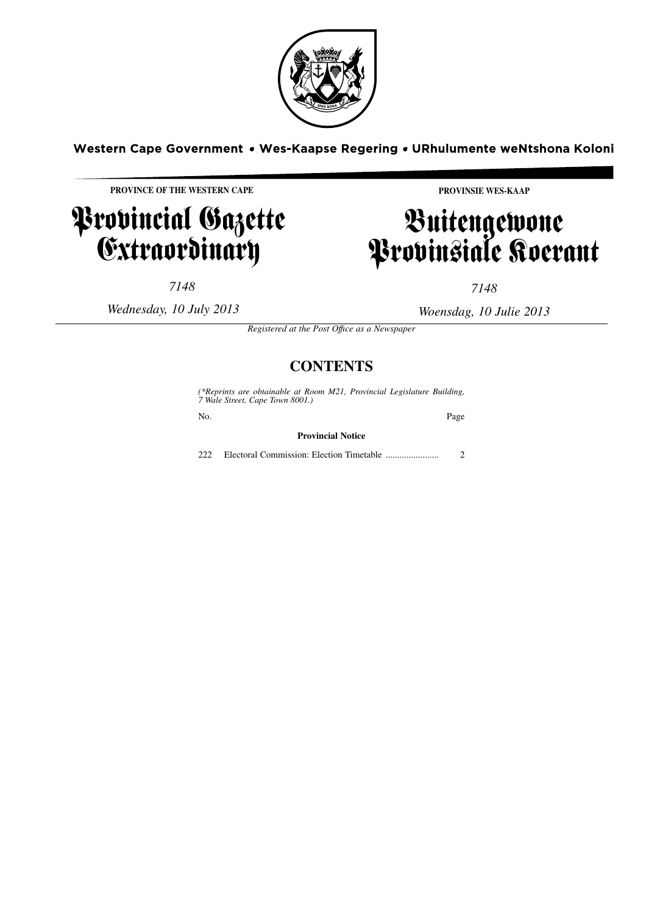Western Cape Government • Wes-Kaapse Regering • URhulumente weNtshona Koloni

**PROVINCE OF THE WESTERN CAPE**

# Provincial Gazette Extraordinary

*7148*

*Wednesday, 10 July 2013*

**PROVINSIE WES-KAAP**

# Buitengewone Provinsiale Koerant

*7148*

*Woensdag, 10 Julie 2013*

*Registered at the Post Office as a Newspaper*

## CONTENTS

*(\*Reprints are obtainable at Room M21, Provincial Legislature Building, 7 Wale Street, Cape Town 8001.)*

| No. | | Page |
|---|---|---|
| | **Provincial Notice** | |
| 222 | Electoral Commission: Election Timetable ....................... | 2 |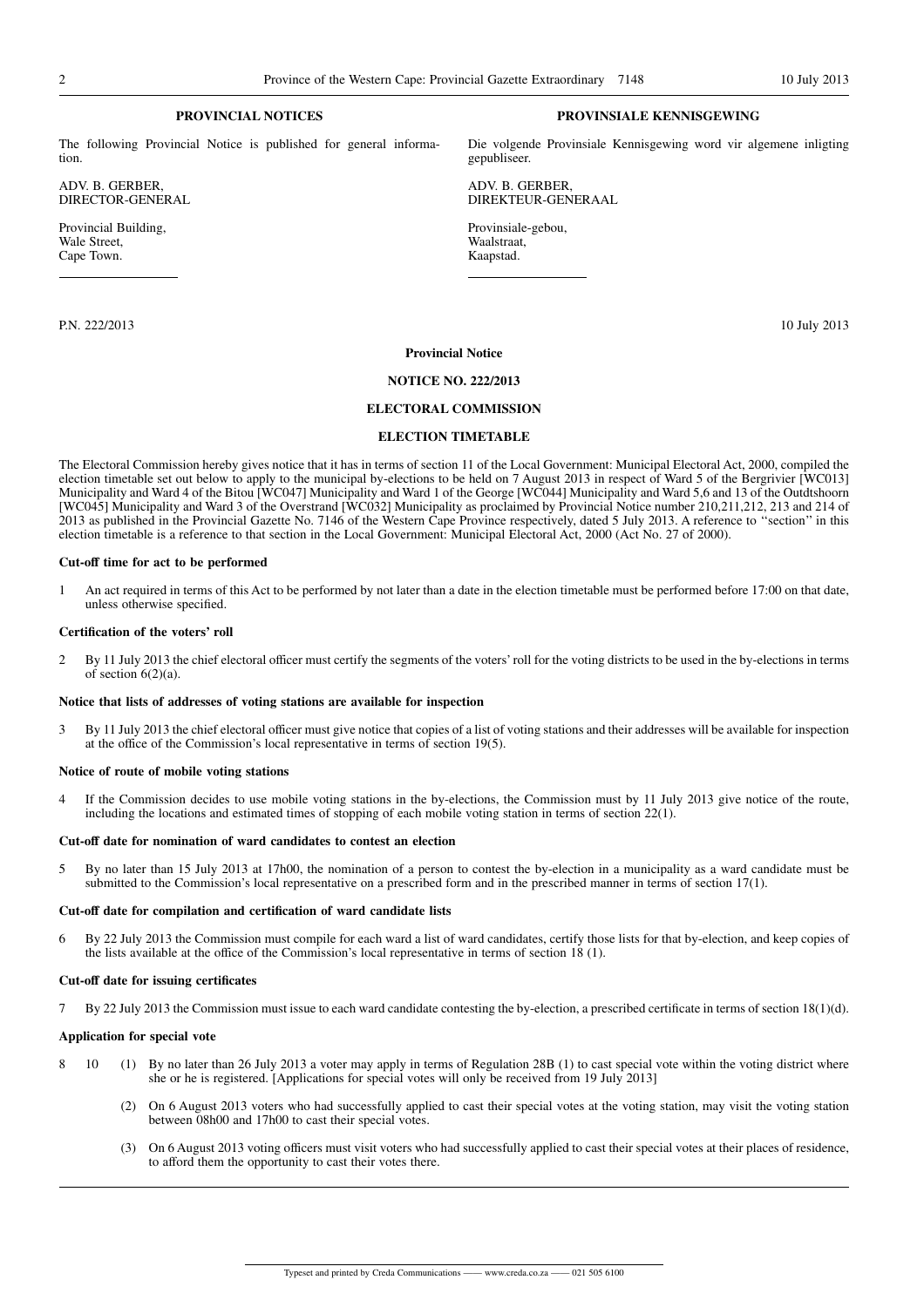## PROVINCIAL NOTICES

The following Provincial Notice is published for general information.

ADV. B. GERBER,
DIRECTOR-GENERAL

Provincial Building,
Wale Street,
Cape Town.

## PROVINSIALE KENNISGEWING

Die volgende Provinsiale Kennisgewing word vir algemene inligting gepubliseer.

ADV. B. GERBER,
DIREKTEUR-GENERAAL

Provinsiale-gebou,
Waalstraat,
Kaapstad.

P.N. 222/2013 10 July 2013

**Provincial Notice**

**NOTICE NO. 222/2013**

**ELECTORAL COMMISSION**

**ELECTION TIMETABLE**

The Electoral Commission hereby gives notice that it has in terms of section 11 of the Local Government: Municipal Electoral Act, 2000, compiled the election timetable set out below to apply to the municipal by-elections to be held on 7 August 2013 in respect of Ward 5 of the Bergrivier [WC013] Municipality and Ward 4 of the Bitou [WC047] Municipality and Ward 1 of the George [WC044] Municipality and Ward 5,6 and 13 of the Outdtshoorn [WC045] Municipality and Ward 3 of the Overstrand [WC032] Municipality as proclaimed by Provincial Notice number 210,211,212, 213 and 214 of 2013 as published in the Provincial Gazette No. 7146 of the Western Cape Province respectively, dated 5 July 2013. A reference to ''section'' in this election timetable is a reference to that section in the Local Government: Municipal Electoral Act, 2000 (Act No. 27 of 2000).

**Cut-off time for act to be performed**

1 An act required in terms of this Act to be performed by not later than a date in the election timetable must be performed before 17:00 on that date, unless otherwise specified.

**Certification of the voters' roll**

2 By 11 July 2013 the chief electoral officer must certify the segments of the voters' roll for the voting districts to be used in the by-elections in terms of section 6(2)(a).

**Notice that lists of addresses of voting stations are available for inspection**

3 By 11 July 2013 the chief electoral officer must give notice that copies of a list of voting stations and their addresses will be available for inspection at the office of the Commission's local representative in terms of section 19(5).

**Notice of route of mobile voting stations**

4 If the Commission decides to use mobile voting stations in the by-elections, the Commission must by 11 July 2013 give notice of the route, including the locations and estimated times of stopping of each mobile voting station in terms of section 22(1).

**Cut-off date for nomination of ward candidates to contest an election**

5 By no later than 15 July 2013 at 17h00, the nomination of a person to contest the by-election in a municipality as a ward candidate must be submitted to the Commission's local representative on a prescribed form and in the prescribed manner in terms of section 17(1).

**Cut-off date for compilation and certification of ward candidate lists**

6 By 22 July 2013 the Commission must compile for each ward a list of ward candidates, certify those lists for that by-election, and keep copies of the lists available at the office of the Commission's local representative in terms of section 18 (1).

**Cut-off date for issuing certificates**

7 By 22 July 2013 the Commission must issue to each ward candidate contesting the by-election, a prescribed certificate in terms of section 18(1)(d).

**Application for special vote**

8 10 (1) By no later than 26 July 2013 a voter may apply in terms of Regulation 28B (1) to cast special vote within the voting district where she or he is registered. [Applications for special votes will only be received from 19 July 2013]

(2) On 6 August 2013 voters who had successfully applied to cast their special votes at the voting station, may visit the voting station between 08h00 and 17h00 to cast their special votes.

(3) On 6 August 2013 voting officers must visit voters who had successfully applied to cast their special votes at their places of residence, to afford them the opportunity to cast their votes there.